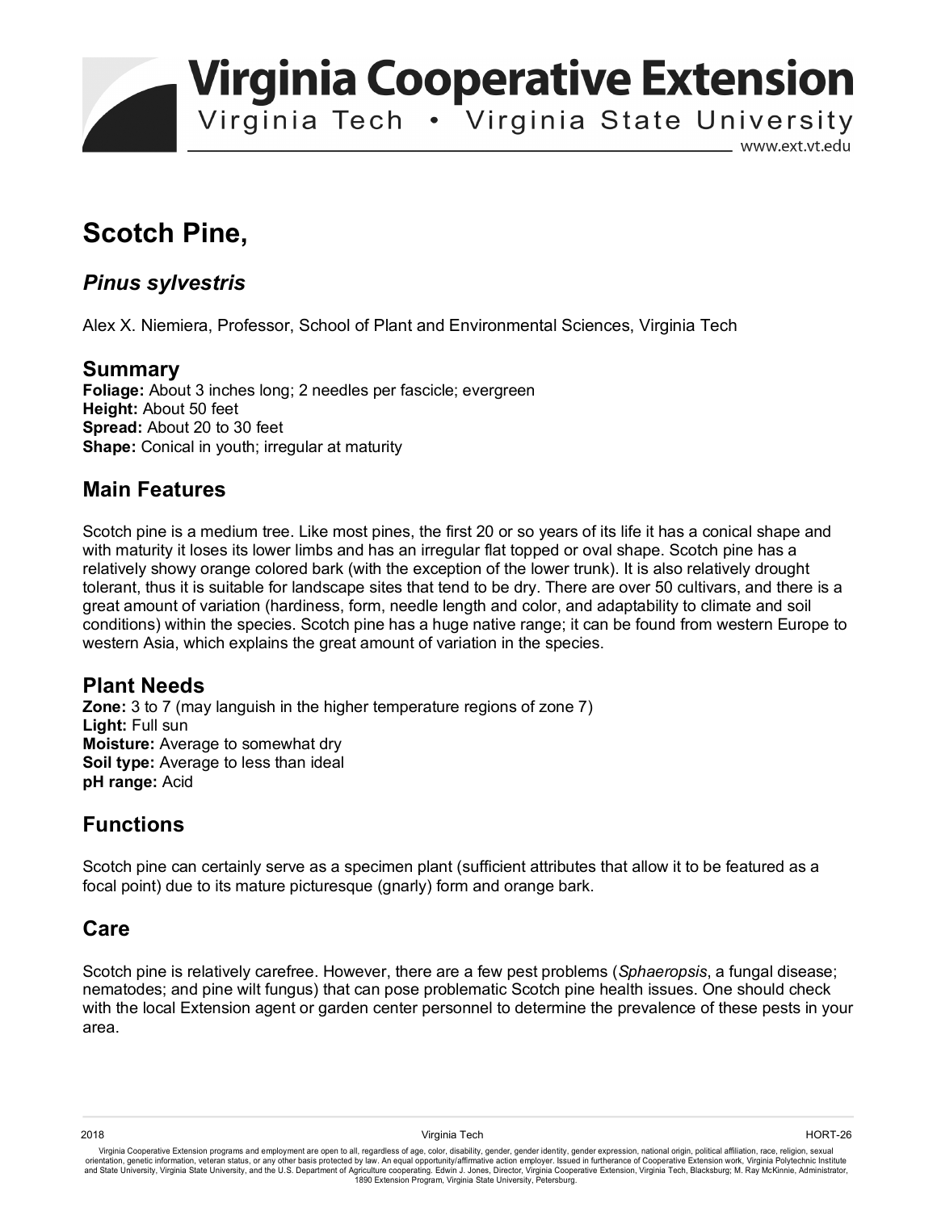# Scotch Pine,

## *Pinus sylvestris*

Alex X. Niemiera, Professor, School of Plant and Environmental Sciences, Virginia Tech

## Summary

**Foliage:** About 3 inches long; 2 needles per fascicle; evergreen
**Height:** About 50 feet
**Spread:** About 20 to 30 feet
**Shape:** Conical in youth; irregular at maturity

## Main Features

Scotch pine is a medium tree. Like most pines, the first 20 or so years of its life it has a conical shape and with maturity it loses its lower limbs and has an irregular flat topped or oval shape. Scotch pine has a relatively showy orange colored bark (with the exception of the lower trunk). It is also relatively drought tolerant, thus it is suitable for landscape sites that tend to be dry. There are over 50 cultivars, and there is a great amount of variation (hardiness, form, needle length and color, and adaptability to climate and soil conditions) within the species. Scotch pine has a huge native range; it can be found from western Europe to western Asia, which explains the great amount of variation in the species.

## Plant Needs

**Zone:** 3 to 7 (may languish in the higher temperature regions of zone 7)
**Light:** Full sun
**Moisture:** Average to somewhat dry
**Soil type:** Average to less than ideal
**pH range:** Acid

## Functions

Scotch pine can certainly serve as a specimen plant (sufficient attributes that allow it to be featured as a focal point) due to its mature picturesque (gnarly) form and orange bark.

## Care

Scotch pine is relatively carefree. However, there are a few pest problems (*Sphaeropsis*, a fungal disease; nematodes; and pine wilt fungus) that can pose problematic Scotch pine health issues. One should check with the local Extension agent or garden center personnel to determine the prevalence of these pests in your area.

Virginia Cooperative Extension programs and employment are open to all, regardless of age, color, disability, gender, gender identity, gender expression, national origin, political affiliation, race, religion, sexual orientation, genetic information, veteran status, or any other basis protected by law. An equal opportunity/affirmative action employer. Issued in furtherance of Cooperative Extension work, Virginia Polytechnic Institute and State University, Virginia State University, and the U.S. Department of Agriculture cooperating. Edwin J. Jones, Director, Virginia Cooperative Extension, Virginia Tech, Blacksburg; M. Ray McKinnie, Administrator, 1890 Extension Program, Virginia State University, Petersburg.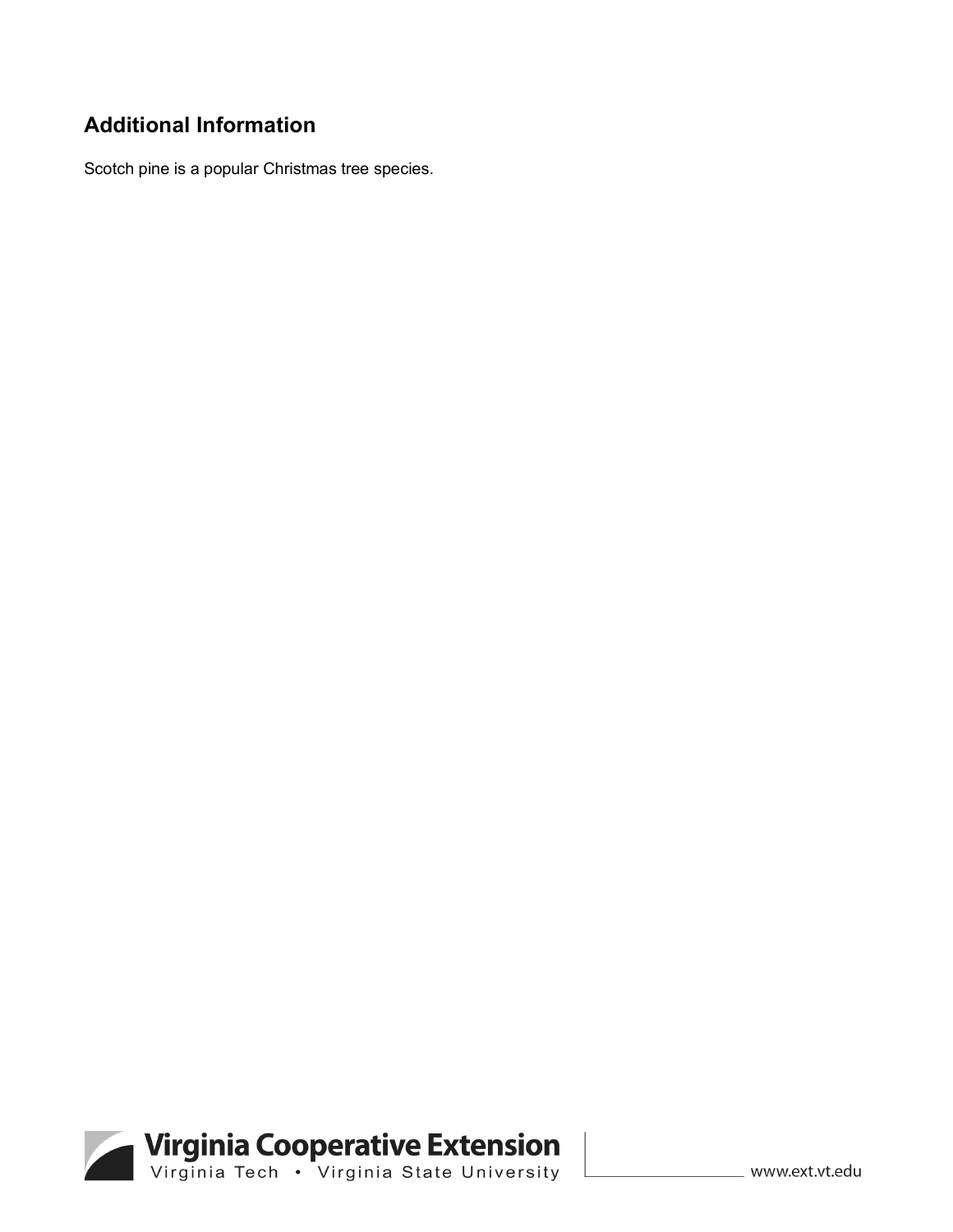## Additional Information

Scotch pine is a popular Christmas tree species.